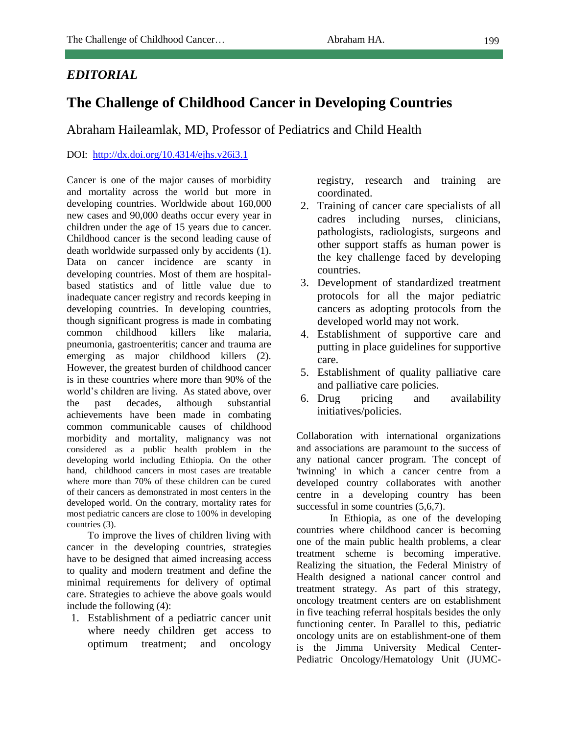*EDITORIAL*

# The Challenge of Childhood Cancer in Developing Countries

Abraham Haileamlak, MD, Professor of Pediatrics and Child Health

DOI: http://dx.doi.org/10.4314/ejhs.v26i3.1

Cancer is one of the major causes of morbidity and mortality across the world but more in developing countries. Worldwide about 160,000 new cases and 90,000 deaths occur every year in children under the age of 15 years due to cancer. Childhood cancer is the second leading cause of death worldwide surpassed only by accidents (1). Data on cancer incidence are scanty in developing countries. Most of them are hospital-based statistics and of little value due to inadequate cancer registry and records keeping in developing countries. In developing countries, though significant progress is made in combating common childhood killers like malaria, pneumonia, gastroenteritis; cancer and trauma are emerging as major childhood killers (2). However, the greatest burden of childhood cancer is in these countries where more than 90% of the world's children are living. As stated above, over the past decades, although substantial achievements have been made in combating common communicable causes of childhood morbidity and mortality, malignancy was not considered as a public health problem in the developing world including Ethiopia. On the other hand, childhood cancers in most cases are treatable where more than 70% of these children can be cured of their cancers as demonstrated in most centers in the developed world. On the contrary, mortality rates for most pediatric cancers are close to 100% in developing countries (3).

To improve the lives of children living with cancer in the developing countries, strategies have to be designed that aimed increasing access to quality and modern treatment and define the minimal requirements for delivery of optimal care. Strategies to achieve the above goals would include the following (4):

1. Establishment of a pediatric cancer unit where needy children get access to optimum treatment; and oncology registry, research and training are coordinated.
2. Training of cancer care specialists of all cadres including nurses, clinicians, pathologists, radiologists, surgeons and other support staffs as human power is the key challenge faced by developing countries.
3. Development of standardized treatment protocols for all the major pediatric cancers as adopting protocols from the developed world may not work.
4. Establishment of supportive care and putting in place guidelines for supportive care.
5. Establishment of quality palliative care and palliative care policies.
6. Drug pricing and availability initiatives/policies.

Collaboration with international organizations and associations are paramount to the success of any national cancer program. The concept of 'twinning' in which a cancer centre from a developed country collaborates with another centre in a developing country has been successful in some countries (5,6,7).

In Ethiopia, as one of the developing countries where childhood cancer is becoming one of the main public health problems, a clear treatment scheme is becoming imperative. Realizing the situation, the Federal Ministry of Health designed a national cancer control and treatment strategy. As part of this strategy, oncology treatment centers are on establishment in five teaching referral hospitals besides the only functioning center. In Parallel to this, pediatric oncology units are on establishment-one of them is the Jimma University Medical Center-Pediatric Oncology/Hematology Unit (JUMC-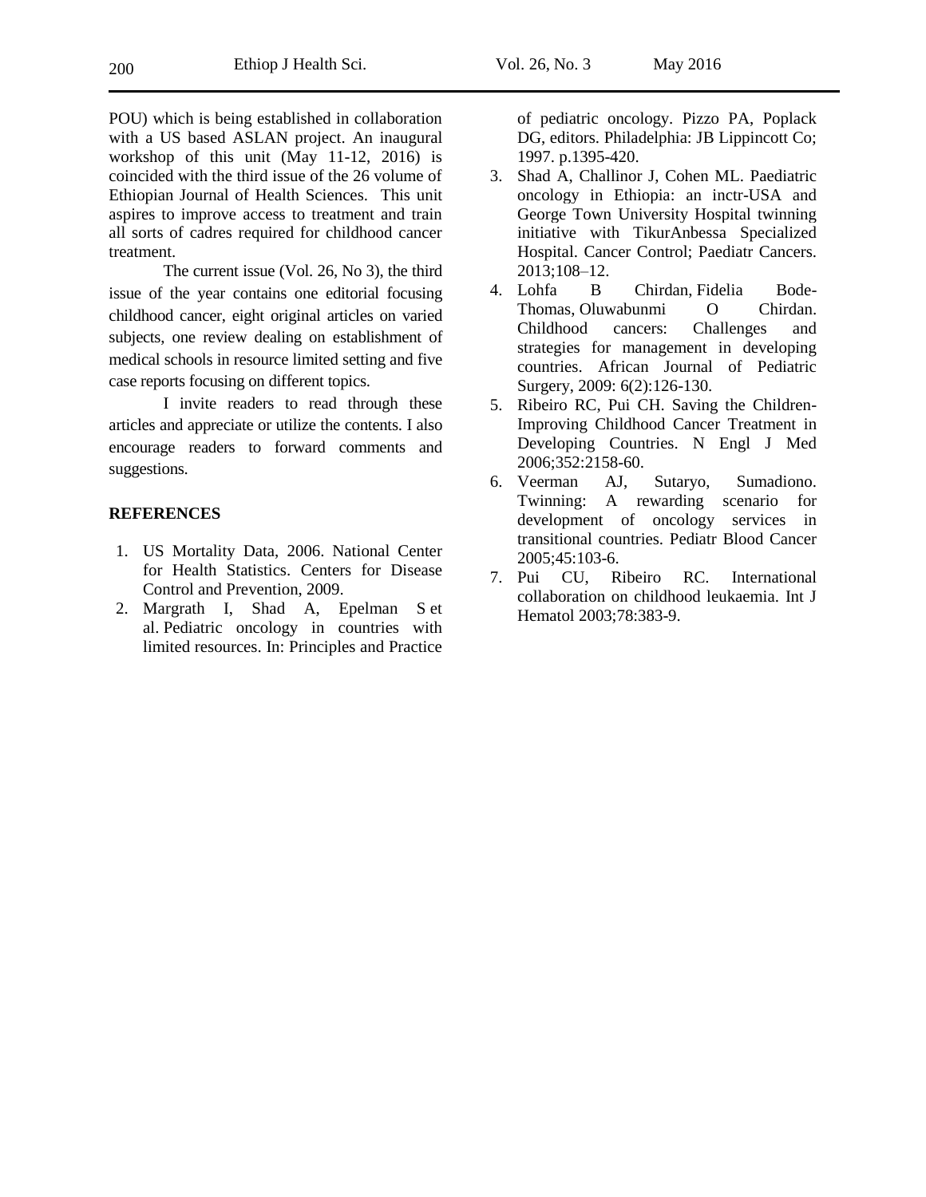POU) which is being established in collaboration with a US based ASLAN project. An inaugural workshop of this unit (May 11-12, 2016) is coincided with the third issue of the 26 volume of Ethiopian Journal of Health Sciences. This unit aspires to improve access to treatment and train all sorts of cadres required for childhood cancer treatment.

The current issue (Vol. 26, No 3), the third issue of the year contains one editorial focusing childhood cancer, eight original articles on varied subjects, one review dealing on establishment of medical schools in resource limited setting and five case reports focusing on different topics.

I invite readers to read through these articles and appreciate or utilize the contents. I also encourage readers to forward comments and suggestions.

**REFERENCES**

1. US Mortality Data, 2006. National Center for Health Statistics. Centers for Disease Control and Prevention, 2009.
2. Margrath I, Shad A, Epelman S et al. Pediatric oncology in countries with limited resources. In: Principles and Practice of pediatric oncology. Pizzo PA, Poplack DG, editors. Philadelphia: JB Lippincott Co; 1997. p.1395-420.
3. Shad A, Challinor J, Cohen ML. Paediatric oncology in Ethiopia: an inctr-USA and George Town University Hospital twinning initiative with TikurAnbessa Specialized Hospital. Cancer Control; Paediatr Cancers. 2013;108–12.
4. Lohfa B Chirdan, Fidelia Bode-Thomas, Oluwabunmi O Chirdan. Childhood cancers: Challenges and strategies for management in developing countries. African Journal of Pediatric Surgery, 2009: 6(2):126-130.
5. Ribeiro RC, Pui CH. Saving the Children-Improving Childhood Cancer Treatment in Developing Countries. N Engl J Med 2006;352:2158-60.
6. Veerman AJ, Sutaryo, Sumadiono. Twinning: A rewarding scenario for development of oncology services in transitional countries. Pediatr Blood Cancer 2005;45:103-6.
7. Pui CU, Ribeiro RC. International collaboration on childhood leukaemia. Int J Hematol 2003;78:383-9.